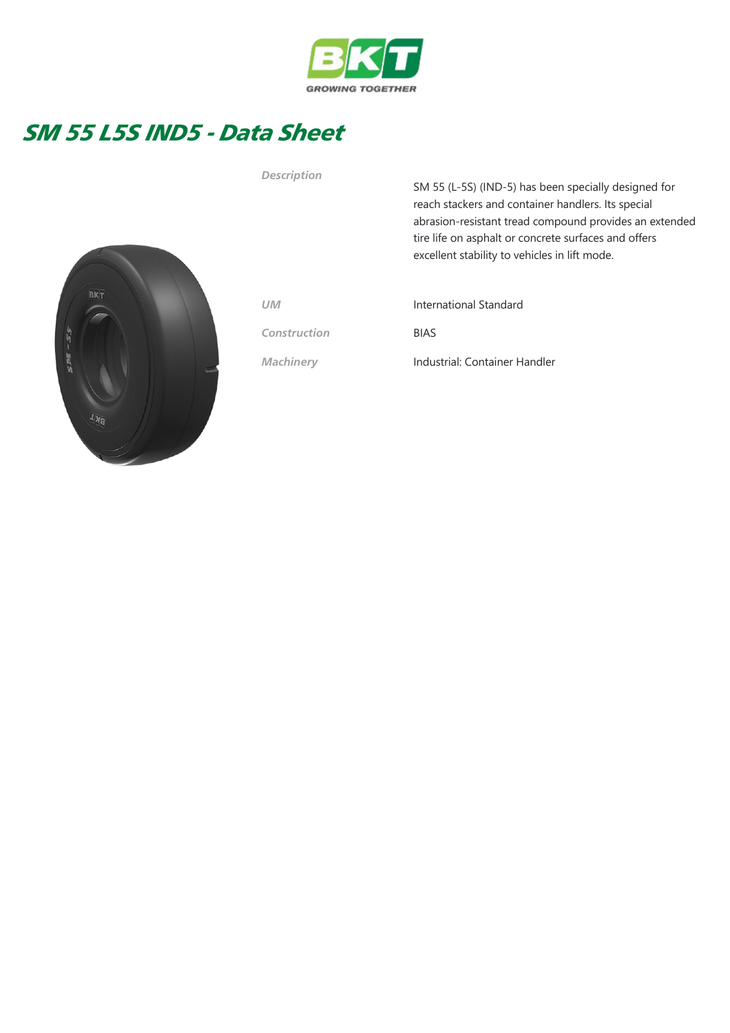# SM 55 L5S IND5 - Data Sheet

| | |
|---|---|
| *Description* | SM 55 (L-5S) (IND-5) has been specially designed for reach stackers and container handlers. Its special abrasion-resistant tread compound provides an extended tire life on asphalt or concrete surfaces and offers excellent stability to vehicles in lift mode. |
| *UM* | International Standard |
| *Construction* | BIAS |
| *Machinery* | Industrial: Container Handler |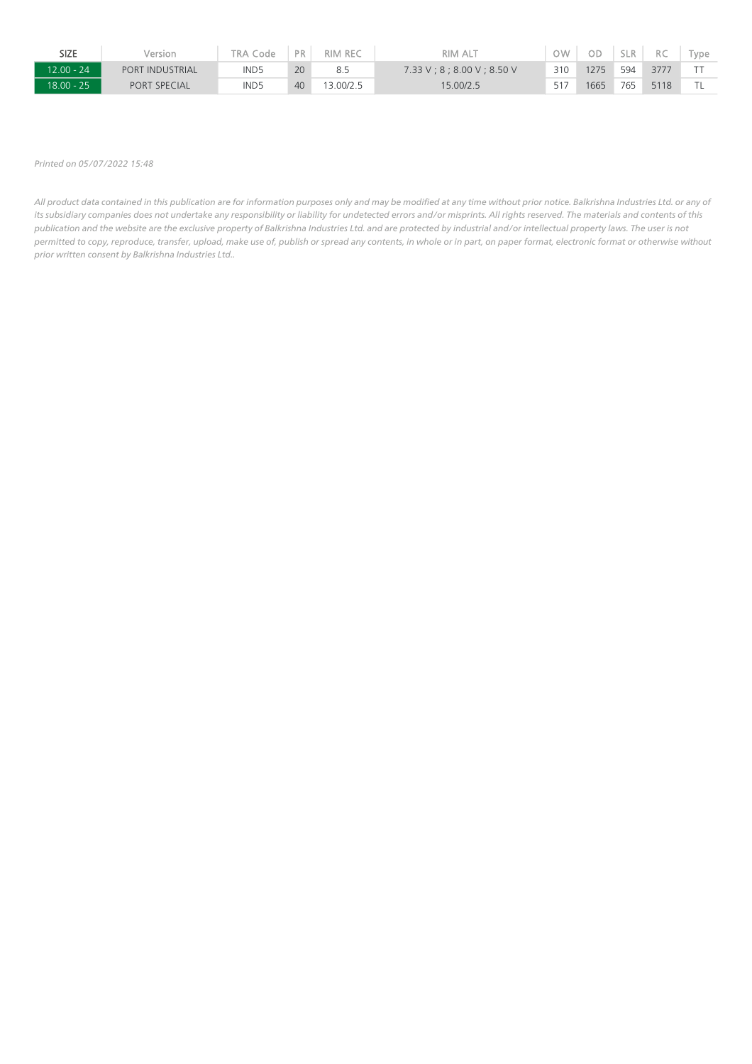| SIZE | Version | TRA Code | PR | RIM REC | RIM ALT | OW | OD | SLR | RC | Type |
|---|---|---|---|---|---|---|---|---|---|---|
| 12.00 - 24 | PORT INDUSTRIAL | IND5 | 20 | 8.5 | 7.33 V ; 8 ; 8.00 V ; 8.50 V | 310 | 1275 | 594 | 3777 | TT |
| 18.00 - 25 | PORT SPECIAL | IND5 | 40 | 13.00/2.5 | 15.00/2.5 | 517 | 1665 | 765 | 5118 | TL |

*Printed on 05/07/2022 15:48*

*All product data contained in this publication are for information purposes only and may be modified at any time without prior notice. Balkrishna Industries Ltd. or any of its subsidiary companies does not undertake any responsibility or liability for undetected errors and/or misprints. All rights reserved. The materials and contents of this publication and the website are the exclusive property of Balkrishna Industries Ltd. and are protected by industrial and/or intellectual property laws. The user is not permitted to copy, reproduce, transfer, upload, make use of, publish or spread any contents, in whole or in part, on paper format, electronic format or otherwise without prior written consent by Balkrishna Industries Ltd..*